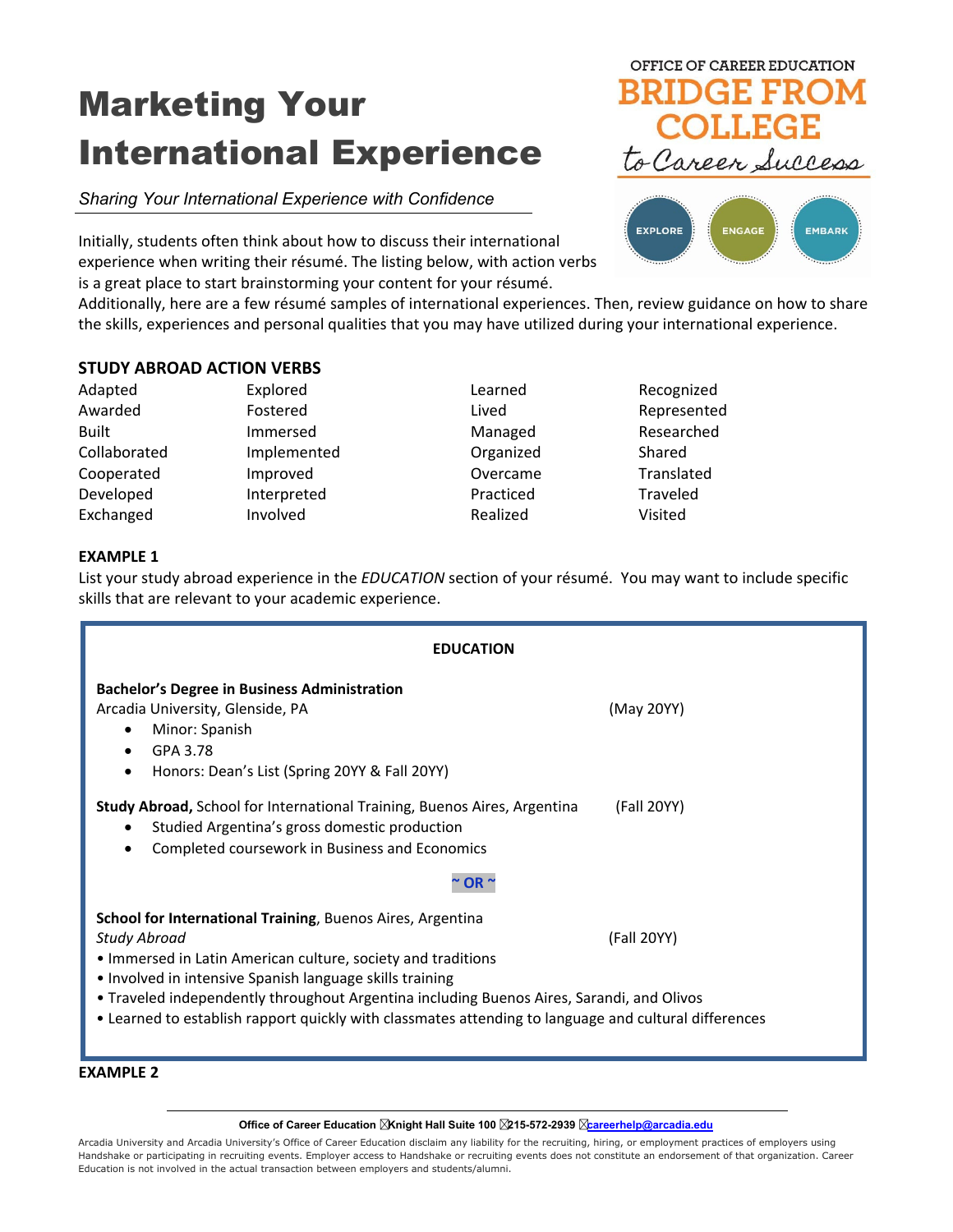# Marketing Your International Experience

OFFICE OF CAREER EDUCATION
BRIDGE FROM COLLEGE to Career Success

EXPLORE ENGAGE EMBARK

*Sharing Your International Experience with Confidence*

Initially, students often think about how to discuss their international experience when writing their résumé. The listing below, with action verbs is a great place to start brainstorming your content for your résumé. Additionally, here are a few résumé samples of international experiences. Then, review guidance on how to share the skills, experiences and personal qualities that you may have utilized during your international experience.

## STUDY ABROAD ACTION VERBS

| | | | |
|---|---|---|---|
| Adapted | Explored | Learned | Recognized |
| Awarded | Fostered | Lived | Represented |
| Built | Immersed | Managed | Researched |
| Collaborated | Implemented | Organized | Shared |
| Cooperated | Improved | Overcame | Translated |
| Developed | Interpreted | Practiced | Traveled |
| Exchanged | Involved | Realized | Visited |

## EXAMPLE 1

List your study abroad experience in the *EDUCATION* section of your résumé. You may want to include specific skills that are relevant to your academic experience.

**EDUCATION**

**Bachelor's Degree in Business Administration**
Arcadia University, Glenside, PA (May 20YY)

- Minor: Spanish
- GPA 3.78
- Honors: Dean's List (Spring 20YY & Fall 20YY)

**Study Abroad,** School for International Training, Buenos Aires, Argentina (Fall 20YY)

- Studied Argentina's gross domestic production
- Completed coursework in Business and Economics

**~ OR ~**

**School for International Training**, Buenos Aires, Argentina
*Study Abroad* (Fall 20YY)

- Immersed in Latin American culture, society and traditions
- Involved in intensive Spanish language skills training
- Traveled independently throughout Argentina including Buenos Aires, Sarandi, and Olivos
- Learned to establish rapport quickly with classmates attending to language and cultural differences

## EXAMPLE 2

Office of Career Education Knight Hall Suite 100 215-572-2939 careerhelp@arcadia.edu

Arcadia University and Arcadia University's Office of Career Education disclaim any liability for the recruiting, hiring, or employment practices of employers using Handshake or participating in recruiting events. Employer access to Handshake or recruiting events does not constitute an endorsement of that organization. Career Education is not involved in the actual transaction between employers and students/alumni.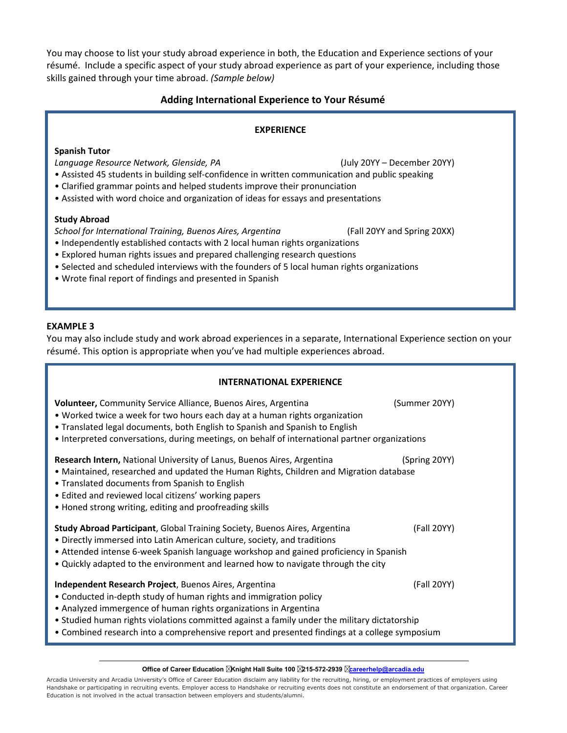You may choose to list your study abroad experience in both, the Education and Experience sections of your résumé. Include a specific aspect of your study abroad experience as part of your experience, including those skills gained through your time abroad. *(Sample below)*

### Adding International Experience to Your Résumé

**EXPERIENCE**

**Spanish Tutor**
*Language Resource Network, Glenside, PA* (July 20YY – December 20YY)

- Assisted 45 students in building self-confidence in written communication and public speaking
- Clarified grammar points and helped students improve their pronunciation
- Assisted with word choice and organization of ideas for essays and presentations

**Study Abroad**
*School for International Training, Buenos Aires, Argentina* (Fall 20YY and Spring 20XX)

- Independently established contacts with 2 local human rights organizations
- Explored human rights issues and prepared challenging research questions
- Selected and scheduled interviews with the founders of 5 local human rights organizations
- Wrote final report of findings and presented in Spanish

### EXAMPLE 3

You may also include study and work abroad experiences in a separate, International Experience section on your résumé. This option is appropriate when you've had multiple experiences abroad.

**INTERNATIONAL EXPERIENCE**

**Volunteer,** Community Service Alliance, Buenos Aires, Argentina (Summer 20YY)

- Worked twice a week for two hours each day at a human rights organization
- Translated legal documents, both English to Spanish and Spanish to English
- Interpreted conversations, during meetings, on behalf of international partner organizations

**Research Intern,** National University of Lanus, Buenos Aires, Argentina (Spring 20YY)

- Maintained, researched and updated the Human Rights, Children and Migration database
- Translated documents from Spanish to English
- Edited and reviewed local citizens' working papers
- Honed strong writing, editing and proofreading skills

**Study Abroad Participant**, Global Training Society, Buenos Aires, Argentina (Fall 20YY)

- Directly immersed into Latin American culture, society, and traditions
- Attended intense 6-week Spanish language workshop and gained proficiency in Spanish
- Quickly adapted to the environment and learned how to navigate through the city

**Independent Research Project**, Buenos Aires, Argentina (Fall 20YY)

- Conducted in-depth study of human rights and immigration policy
- Analyzed immergence of human rights organizations in Argentina
- Studied human rights violations committed against a family under the military dictatorship
- Combined research into a comprehensive report and presented findings at a college symposium

**Office of Career Education ⌧Knight Hall Suite 100 ⌧215-572-2939 ⌧careerhelp@arcadia.edu**

Arcadia University and Arcadia University's Office of Career Education disclaim any liability for the recruiting, hiring, or employment practices of employers using Handshake or participating in recruiting events. Employer access to Handshake or recruiting events does not constitute an endorsement of that organization. Career Education is not involved in the actual transaction between employers and students/alumni.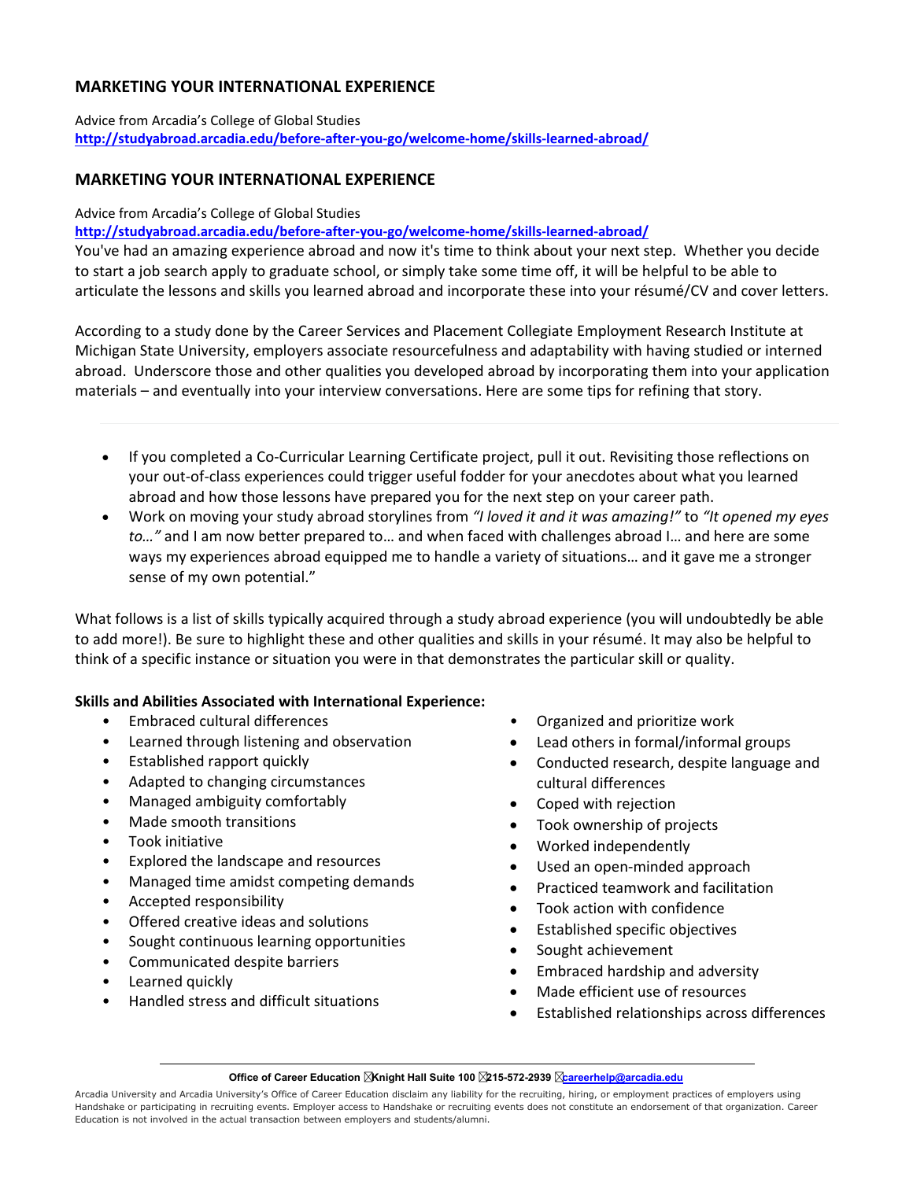## MARKETING YOUR INTERNATIONAL EXPERIENCE

Advice from Arcadia's College of Global Studies
**http://studyabroad.arcadia.edu/before-after-you-go/welcome-home/skills-learned-abroad/**

## MARKETING YOUR INTERNATIONAL EXPERIENCE

Advice from Arcadia's College of Global Studies
**http://studyabroad.arcadia.edu/before-after-you-go/welcome-home/skills-learned-abroad/**
You've had an amazing experience abroad and now it's time to think about your next step. Whether you decide to start a job search apply to graduate school, or simply take some time off, it will be helpful to be able to articulate the lessons and skills you learned abroad and incorporate these into your résumé/CV and cover letters.

According to a study done by the Career Services and Placement Collegiate Employment Research Institute at Michigan State University, employers associate resourcefulness and adaptability with having studied or interned abroad. Underscore those and other qualities you developed abroad by incorporating them into your application materials – and eventually into your interview conversations. Here are some tips for refining that story.

- If you completed a Co-Curricular Learning Certificate project, pull it out. Revisiting those reflections on your out-of-class experiences could trigger useful fodder for your anecdotes about what you learned abroad and how those lessons have prepared you for the next step on your career path.
- Work on moving your study abroad storylines from *"I loved it and it was amazing!"* to *"It opened my eyes to…"* and I am now better prepared to… and when faced with challenges abroad I… and here are some ways my experiences abroad equipped me to handle a variety of situations… and it gave me a stronger sense of my own potential."

What follows is a list of skills typically acquired through a study abroad experience (you will undoubtedly be able to add more!). Be sure to highlight these and other qualities and skills in your résumé. It may also be helpful to think of a specific instance or situation you were in that demonstrates the particular skill or quality.

**Skills and Abilities Associated with International Experience:**

- Embraced cultural differences
- Learned through listening and observation
- Established rapport quickly
- Adapted to changing circumstances
- Managed ambiguity comfortably
- Made smooth transitions
- Took initiative
- Explored the landscape and resources
- Managed time amidst competing demands
- Accepted responsibility
- Offered creative ideas and solutions
- Sought continuous learning opportunities
- Communicated despite barriers
- Learned quickly
- Handled stress and difficult situations
- Organized and prioritize work
- Lead others in formal/informal groups
- Conducted research, despite language and cultural differences
- Coped with rejection
- Took ownership of projects
- Worked independently
- Used an open-minded approach
- Practiced teamwork and facilitation
- Took action with confidence
- Established specific objectives
- Sought achievement
- Embraced hardship and adversity
- Made efficient use of resources
- Established relationships across differences

**Office of Career Education ☒Knight Hall Suite 100 ☒215-572-2939 ☒careerhelp@arcadia.edu**

Arcadia University and Arcadia University's Office of Career Education disclaim any liability for the recruiting, hiring, or employment practices of employers using Handshake or participating in recruiting events. Employer access to Handshake or recruiting events does not constitute an endorsement of that organization. Career Education is not involved in the actual transaction between employers and students/alumni.